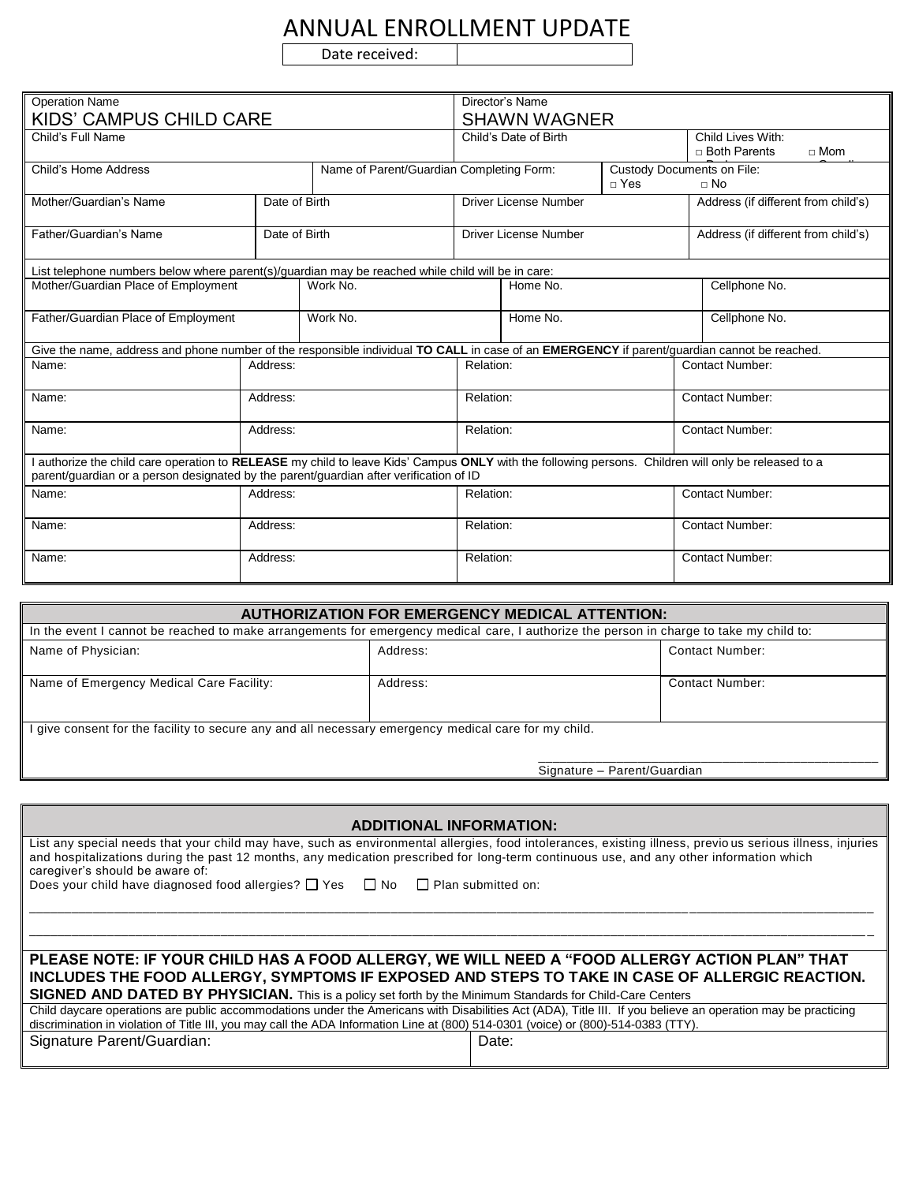# ANNUAL ENROLLMENT UPDATE

| Date received: | |
|---|---|

| Operation Name<br>KIDS' CAMPUS CHILD CARE | | Director's Name<br>SHAWN WAGNER | |
|---|---|---|---|
| Child's Full Name | | Child's Date of Birth | Child Lives With:<br>□ Both Parents □ Mom |
| Child's Home Address | Name of Parent/Guardian Completing Form: | | Custody Documents on File:<br>□ Yes □ No |

| Mother/Guardian's Name | Date of Birth | Driver License Number | Address (if different from child's) |
|---|---|---|---|
| Father/Guardian's Name | Date of Birth | Driver License Number | Address (if different from child's) |

List telephone numbers below where parent(s)/guardian may be reached while child will be in care:

| Mother/Guardian Place of Employment | Work No. | Home No. | Cellphone No. |
|---|---|---|---|
| Father/Guardian Place of Employment | Work No. | Home No. | Cellphone No. |

Give the name, address and phone number of the responsible individual **TO CALL** in case of an **EMERGENCY** if parent/guardian cannot be reached.

| Name: | Address: | Relation: | Contact Number: |
|---|---|---|---|
| Name: | Address: | Relation: | Contact Number: |
| Name: | Address: | Relation: | Contact Number: |

I authorize the child care operation to **RELEASE** my child to leave Kids' Campus **ONLY** with the following persons. Children will only be released to a parent/guardian or a person designated by the parent/guardian after verification of ID

| Name: | Address: | Relation: | Contact Number: |
|---|---|---|---|
| Name: | Address: | Relation: | Contact Number: |
| Name: | Address: | Relation: | Contact Number: |

## AUTHORIZATION FOR EMERGENCY MEDICAL ATTENTION:

In the event I cannot be reached to make arrangements for emergency medical care, I authorize the person in charge to take my child to:

| Name of Physician: | Address: | Contact Number: |
|---|---|---|
| Name of Emergency Medical Care Facility: | Address: | Contact Number: |

I give consent for the facility to secure any and all necessary emergency medical care for my child.

\_\_\_\_\_\_\_\_\_\_\_\_\_\_\_\_\_\_\_\_\_\_\_\_\_\_\_\_\_\_\_\_\_\_\_\_\_\_\_\_

Signature – Parent/Guardian

## ADDITIONAL INFORMATION:

List any special needs that your child may have, such as environmental allergies, food intolerances, existing illness, previous serious illness, injuries and hospitalizations during the past 12 months, any medication prescribed for long-term continuous use, and any other information which caregiver's should be aware of:

Does your child have diagnosed food allergies? ☐ Yes ☐ No ☐ Plan submitted on:

\_\_\_\_\_\_\_\_\_\_\_\_\_\_\_\_\_\_\_\_\_\_\_\_\_\_\_\_\_\_\_\_\_\_\_\_\_\_\_\_\_\_\_\_\_\_\_\_\_\_\_\_\_\_\_\_\_\_\_\_\_\_\_\_\_\_\_\_\_\_\_\_\_\_\_\_

\_\_\_\_\_\_\_\_\_\_\_\_\_\_\_\_\_\_\_\_\_\_\_\_\_\_\_\_\_\_\_\_\_\_\_\_\_\_\_\_\_\_\_\_\_\_\_\_\_\_\_\_\_\_\_\_\_\_\_\_\_\_\_\_\_\_\_\_\_\_\_\_\_\_\_\_

**PLEASE NOTE: IF YOUR CHILD HAS A FOOD ALLERGY, WE WILL NEED A "FOOD ALLERGY ACTION PLAN" THAT INCLUDES THE FOOD ALLERGY, SYMPTOMS IF EXPOSED AND STEPS TO TAKE IN CASE OF ALLERGIC REACTION. SIGNED AND DATED BY PHYSICIAN.** This is a policy set forth by the Minimum Standards for Child-Care Centers

Child daycare operations are public accommodations under the Americans with Disabilities Act (ADA), Title III. If you believe an operation may be practicing discrimination in violation of Title III, you may call the ADA Information Line at (800) 514-0301 (voice) or (800)-514-0383 (TTY).

| Signature Parent/Guardian: | Date: |
|---|---|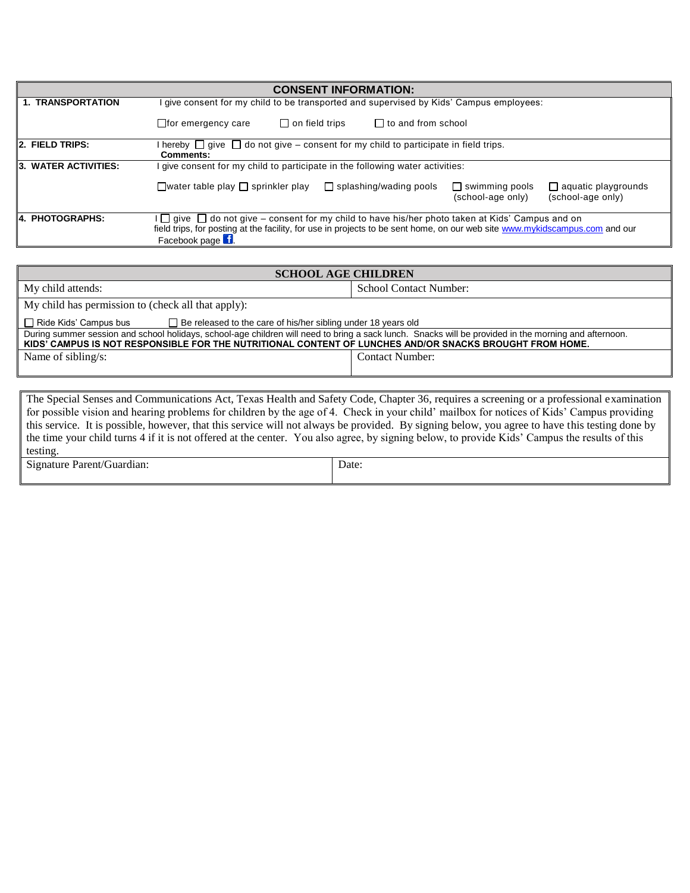| CONSENT INFORMATION: | |
|---|---|
| **1. TRANSPORTATION** | I give consent for my child to be transported and supervised by Kids' Campus employees:<br><br>☐for emergency care ☐ on field trips ☐ to and from school |
| **2. FIELD TRIPS:** | I hereby ☐ give ☐ do not give – consent for my child to participate in field trips.<br>**Comments:** |
| **3. WATER ACTIVITIES:** | I give consent for my child to participate in the following water activities:<br><br>☐water table play ☐ sprinkler play ☐ splashing/wading pools ☐ swimming pools (school-age only) ☐ aquatic playgrounds (school-age only) |
| **4. PHOTOGRAPHS:** | I ☐ give ☐ do not give – consent for my child to have his/her photo taken at Kids' Campus and on field trips, for posting at the facility, for use in projects to be sent home, on our web site www.mykidscampus.com and our Facebook page. |

| SCHOOL AGE CHILDREN | |
|---|---|
| My child attends: | School Contact Number: |
| My child has permission to (check all that apply):<br><br>☐ Ride Kids' Campus bus ☐ Be released to the care of his/her sibling under 18 years old | |
| During summer session and school holidays, school-age children will need to bring a sack lunch. Snacks will be provided in the morning and afternoon.<br>**KIDS' CAMPUS IS NOT RESPONSIBLE FOR THE NUTRITIONAL CONTENT OF LUNCHES AND/OR SNACKS BROUGHT FROM HOME.** | |
| Name of sibling/s: | Contact Number: |

| | |
|---|---|
| The Special Senses and Communications Act, Texas Health and Safety Code, Chapter 36, requires a screening or a professional examination for possible vision and hearing problems for children by the age of 4. Check in your child' mailbox for notices of Kids' Campus providing this service. It is possible, however, that this service will not always be provided. By signing below, you agree to have this testing done by the time your child turns 4 if it is not offered at the center. You also agree, by signing below, to provide Kids' Campus the results of this testing. | |
| Signature Parent/Guardian: | Date: |